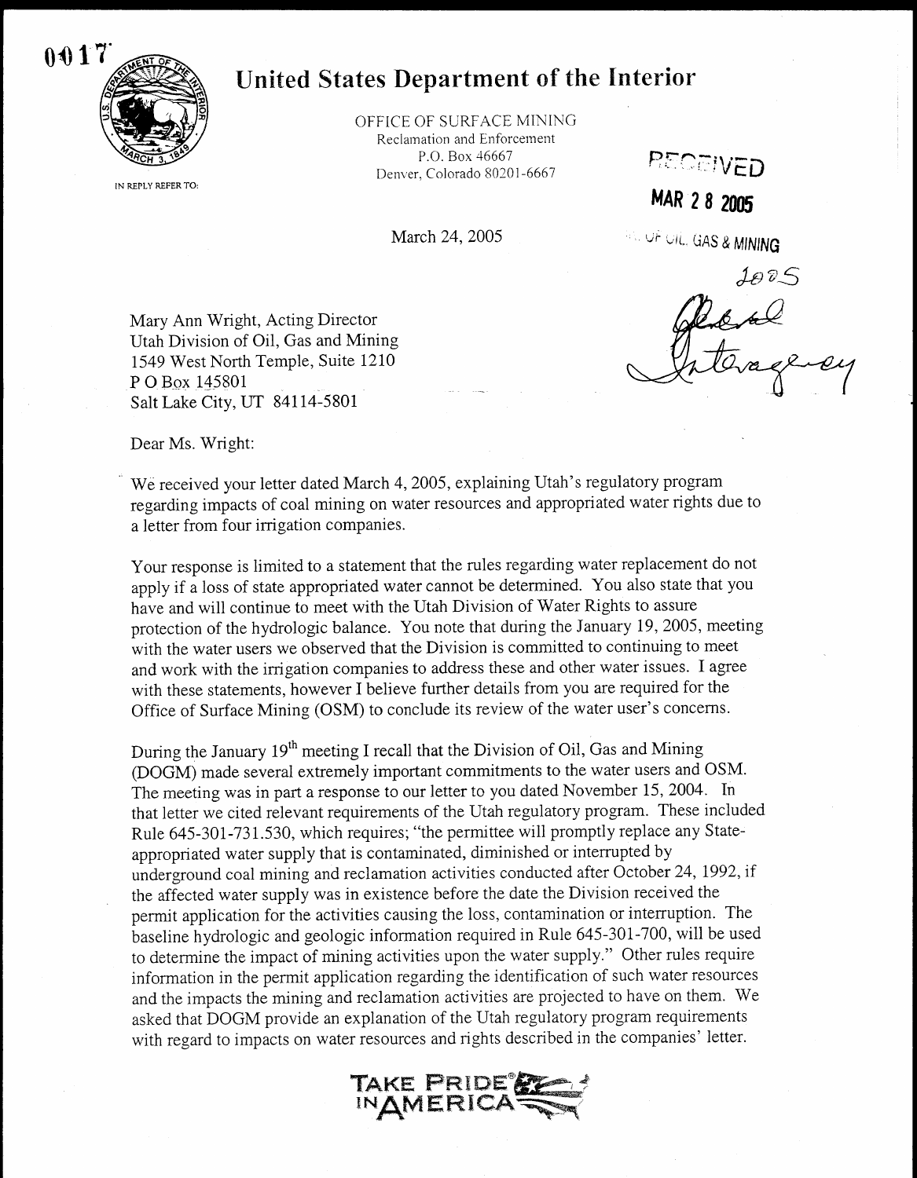0017

# United States Department of the Interior

IN REPLY REFER TO:

OFFICE OF SURFACE MINING
Reclamation and Enforcement
P.O. Box 46667
Denver, Colorado 80201-6667

RECEIVED
MAR 2 8 2005
DIV. OF OIL, GAS & MINING

March 24, 2005

2005
General
Interagency

Mary Ann Wright, Acting Director
Utah Division of Oil, Gas and Mining
1549 West North Temple, Suite 1210
P O Box 145801
Salt Lake City, UT 84114-5801

Dear Ms. Wright:

We received your letter dated March 4, 2005, explaining Utah's regulatory program regarding impacts of coal mining on water resources and appropriated water rights due to a letter from four irrigation companies.

Your response is limited to a statement that the rules regarding water replacement do not apply if a loss of state appropriated water cannot be determined. You also state that you have and will continue to meet with the Utah Division of Water Rights to assure protection of the hydrologic balance. You note that during the January 19, 2005, meeting with the water users we observed that the Division is committed to continuing to meet and work with the irrigation companies to address these and other water issues. I agree with these statements, however I believe further details from you are required for the Office of Surface Mining (OSM) to conclude its review of the water user's concerns.

During the January 19th meeting I recall that the Division of Oil, Gas and Mining (DOGM) made several extremely important commitments to the water users and OSM. The meeting was in part a response to our letter to you dated November 15, 2004. In that letter we cited relevant requirements of the Utah regulatory program. These included Rule 645-301-731.530, which requires; "the permittee will promptly replace any State-appropriated water supply that is contaminated, diminished or interrupted by underground coal mining and reclamation activities conducted after October 24, 1992, if the affected water supply was in existence before the date the Division received the permit application for the activities causing the loss, contamination or interruption. The baseline hydrologic and geologic information required in Rule 645-301-700, will be used to determine the impact of mining activities upon the water supply." Other rules require information in the permit application regarding the identification of such water resources and the impacts the mining and reclamation activities are projected to have on them. We asked that DOGM provide an explanation of the Utah regulatory program requirements with regard to impacts on water resources and rights described in the companies' letter.

TAKE PRIDE IN AMERICA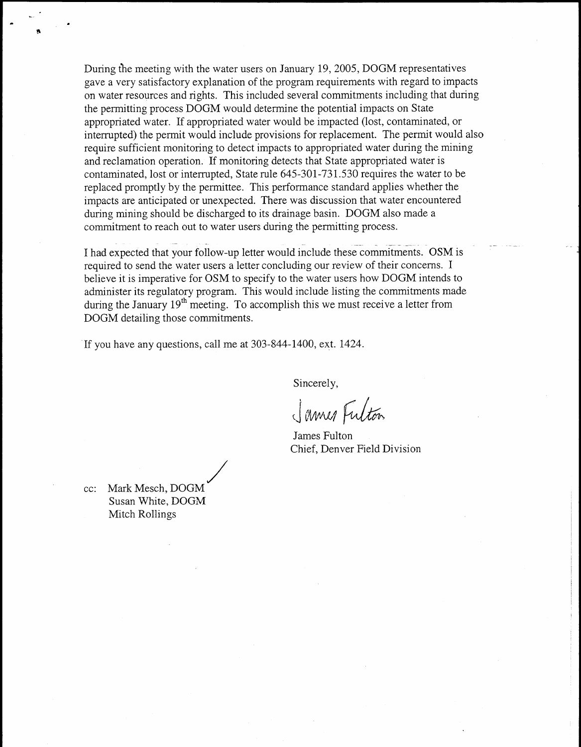During the meeting with the water users on January 19, 2005, DOGM representatives gave a very satisfactory explanation of the program requirements with regard to impacts on water resources and rights. This included several commitments including that during the permitting process DOGM would determine the potential impacts on State appropriated water. If appropriated water would be impacted (lost, contaminated, or interrupted) the permit would include provisions for replacement. The permit would also require sufficient monitoring to detect impacts to appropriated water during the mining and reclamation operation. If monitoring detects that State appropriated water is contaminated, lost or interrupted, State rule 645-301-731.530 requires the water to be replaced promptly by the permittee. This performance standard applies whether the impacts are anticipated or unexpected. There was discussion that water encountered during mining should be discharged to its drainage basin. DOGM also made a commitment to reach out to water users during the permitting process.

I had expected that your follow-up letter would include these commitments. OSM is required to send the water users a letter concluding our review of their concerns. I believe it is imperative for OSM to specify to the water users how DOGM intends to administer its regulatory program. This would include listing the commitments made during the January 19th meeting. To accomplish this we must receive a letter from DOGM detailing those commitments.

If you have any questions, call me at 303-844-1400, ext. 1424.

Sincerely,

James Fulton

James Fulton
Chief, Denver Field Division

cc: Mark Mesch, DOGM
Susan White, DOGM
Mitch Rollings